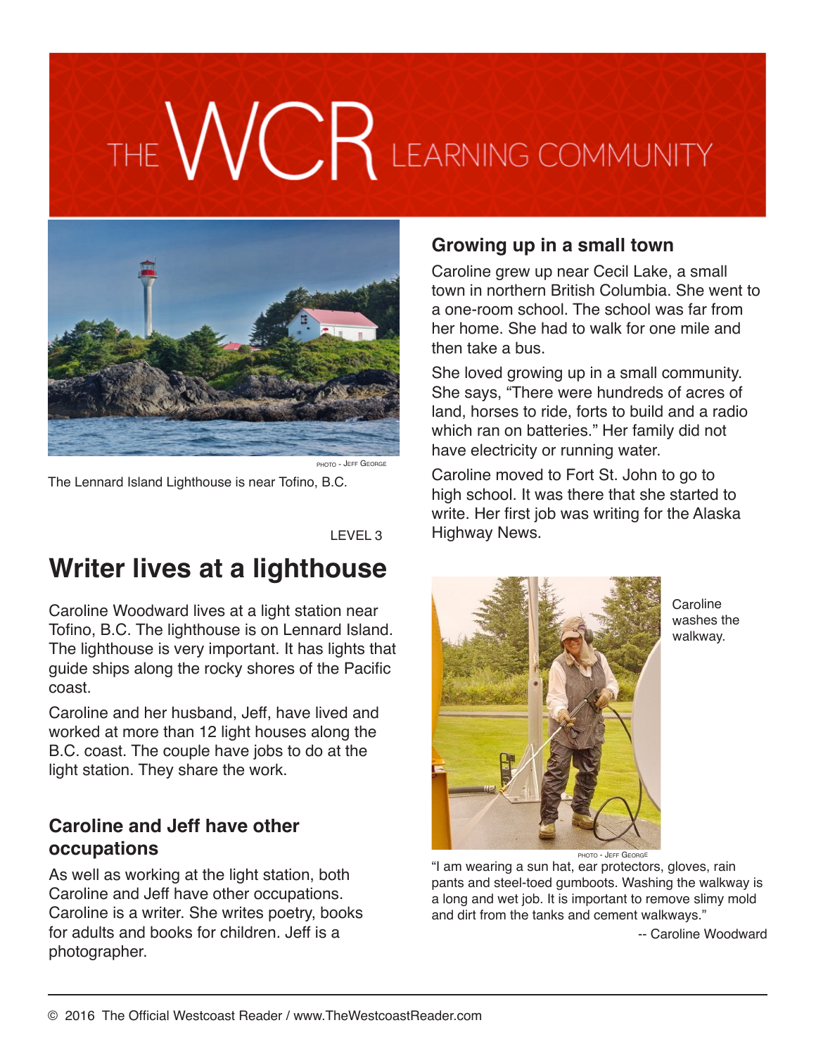# THE WCR LEARNING COMMUNITY

PHOTO - JEFF GEORGE

The Lennard Island Lighthouse is near Tofino, B.C.

LEVEL 3

## Writer lives at a lighthouse

Caroline Woodward lives at a light station near Tofino, B.C. The lighthouse is on Lennard Island. The lighthouse is very important. It has lights that guide ships along the rocky shores of the Pacific coast.

Caroline and her husband, Jeff, have lived and worked at more than 12 light houses along the B.C. coast. The couple have jobs to do at the light station. They share the work.

### Caroline and Jeff have other occupations

As well as working at the light station, both Caroline and Jeff have other occupations. Caroline is a writer. She writes poetry, books for adults and books for children. Jeff is a photographer.

### Growing up in a small town

Caroline grew up near Cecil Lake, a small town in northern British Columbia. She went to a one-room school. The school was far from her home. She had to walk for one mile and then take a bus.

She loved growing up in a small community. She says, "There were hundreds of acres of land, horses to ride, forts to build and a radio which ran on batteries." Her family did not have electricity or running water.

Caroline moved to Fort St. John to go to high school. It was there that she started to write. Her first job was writing for the Alaska Highway News.

Caroline washes the walkway.

PHOTO - JEFF GEORGE

"I am wearing a sun hat, ear protectors, gloves, rain pants and steel-toed gumboots. Washing the walkway is a long and wet job. It is important to remove slimy mold and dirt from the tanks and cement walkways."

-- Caroline Woodward

© 2016 The Official Westcoast Reader / www.TheWestcoastReader.com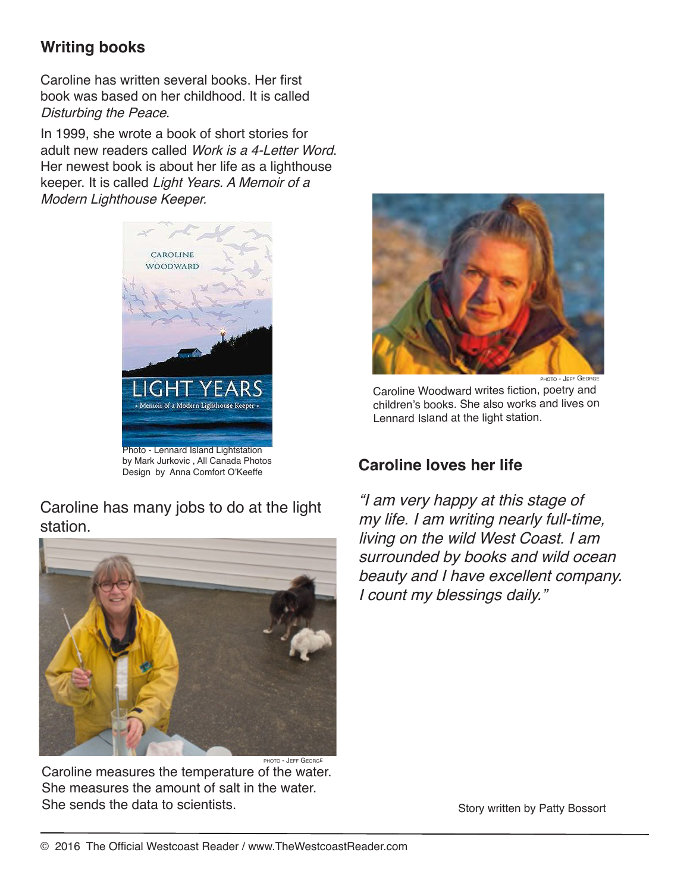## Writing books

Caroline has written several books. Her first book was based on her childhood. It is called *Disturbing the Peace*.

In 1999, she wrote a book of short stories for adult new readers called *Work is a 4-Letter Word*. Her newest book is about her life as a lighthouse keeper. It is called *Light Years. A Memoir of a Modern Lighthouse Keeper.*

Photo - Lennard Island Lightstation by Mark Jurkovic , All Canada Photos
Design by Anna Comfort O'Keeffe

PHOTO - JEFF GEORGE

Caroline Woodward writes fiction, poetry and children's books. She also works and lives on Lennard Island at the light station.

Caroline has many jobs to do at the light station.

PHOTO - JEFF GEORGE

Caroline measures the temperature of the water. She measures the amount of salt in the water. She sends the data to scientists.

## Caroline loves her life

*"I am very happy at this stage of my life. I am writing nearly full-time, living on the wild West Coast. I am surrounded by books and wild ocean beauty and I have excellent company. I count my blessings daily."*

Story written by Patty Bossort

© 2016 The Official Westcoast Reader / www.TheWestcoastReader.com